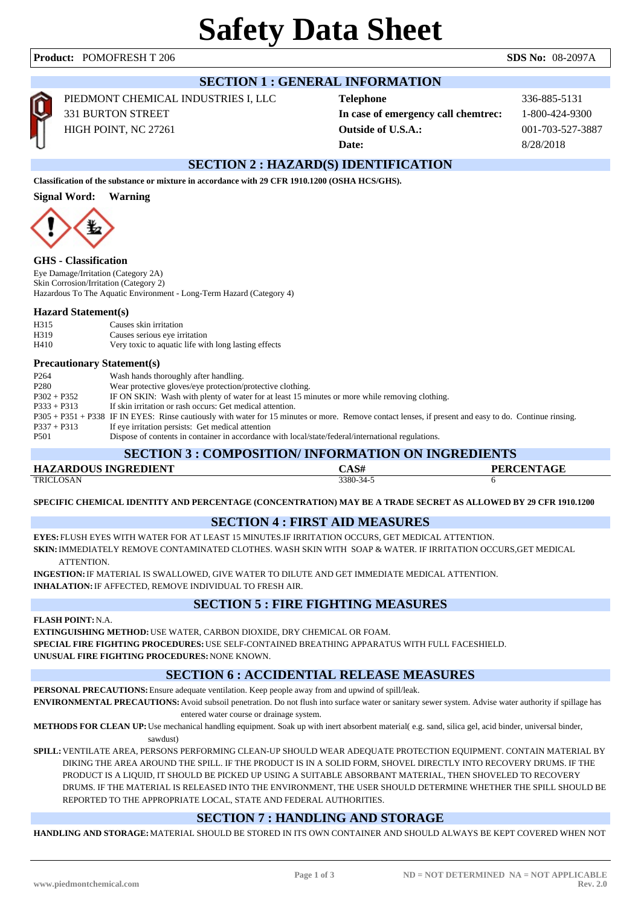# Safety Data Sheet

**Product:** POMOFRESH T 206 **SDS No:** 08-2097A

## SECTION 1 : GENERAL INFORMATION

PIEDMONT CHEMICAL INDUSTRIES I, LLC
331 BURTON STREET
HIGH POINT, NC 27261

| | |
|---|---|
| **Telephone** | 336-885-5131 |
| **In case of emergency call chemtrec:** | 1-800-424-9300 |
| **Outside of U.S.A.:** | 001-703-527-3887 |
| **Date:** | 8/28/2018 |

## SECTION 2 : HAZARD(S) IDENTIFICATION

**Classification of the substance or mixture in accordance with 29 CFR 1910.1200 (OSHA HCS/GHS).**

**Signal Word:** **Warning**

### GHS - Classification

Eye Damage/Irritation (Category 2A)
Skin Corrosion/Irritation (Category 2)
Hazardous To The Aquatic Environment - Long-Term Hazard (Category 4)

### Hazard Statement(s)

| | |
|---|---|
| H315 | Causes skin irritation |
| H319 | Causes serious eye irritation |
| H410 | Very toxic to aquatic life with long lasting effects |

### Precautionary Statement(s)

| | |
|---|---|
| P264 | Wash hands thoroughly after handling. |
| P280 | Wear protective gloves/eye protection/protective clothing. |
| P302 + P352 | IF ON SKIN: Wash with plenty of water for at least 15 minutes or more while removing clothing. |
| P333 + P313 | If skin irritation or rash occurs: Get medical attention. |
| P305 + P351 + P338 | IF IN EYES: Rinse cautiously with water for 15 minutes or more. Remove contact lenses, if present and easy to do. Continue rinsing. |
| P337 + P313 | If eye irritation persists: Get medical attention |
| P501 | Dispose of contents in container in accordance with local/state/federal/international regulations. |

## SECTION 3 : COMPOSITION/ INFORMATION ON INGREDIENTS

| HAZARDOUS INGREDIENT | CAS# | PERCENTAGE |
|---|---|---|
| TRICLOSAN | 3380-34-5 | 6 |

**SPECIFIC CHEMICAL IDENTITY AND PERCENTAGE (CONCENTRATION) MAY BE A TRADE SECRET AS ALLOWED BY 29 CFR 1910.1200**

## SECTION 4 : FIRST AID MEASURES

**EYES:** FLUSH EYES WITH WATER FOR AT LEAST 15 MINUTES.IF IRRITATION OCCURS, GET MEDICAL ATTENTION.

**SKIN:** IMMEDIATELY REMOVE CONTAMINATED CLOTHES. WASH SKIN WITH SOAP & WATER. IF IRRITATION OCCURS,GET MEDICAL ATTENTION.

**INGESTION:** IF MATERIAL IS SWALLOWED, GIVE WATER TO DILUTE AND GET IMMEDIATE MEDICAL ATTENTION.

**INHALATION:** IF AFFECTED, REMOVE INDIVIDUAL TO FRESH AIR.

## SECTION 5 : FIRE FIGHTING MEASURES

**FLASH POINT:** N.A.

**EXTINGUISHING METHOD:** USE WATER, CARBON DIOXIDE, DRY CHEMICAL OR FOAM.

**SPECIAL FIRE FIGHTING PROCEDURES:** USE SELF-CONTAINED BREATHING APPARATUS WITH FULL FACESHIELD.

**UNUSUAL FIRE FIGHTING PROCEDURES:** NONE KNOWN.

## SECTION 6 : ACCIDENTIAL RELEASE MEASURES

**PERSONAL PRECAUTIONS:** Ensure adequate ventilation. Keep people away from and upwind of spill/leak.

**ENVIRONMENTAL PRECAUTIONS:** Avoid subsoil penetration. Do not flush into surface water or sanitary sewer system. Advise water authority if spillage has entered water course or drainage system.

**METHODS FOR CLEAN UP:** Use mechanical handling equipment. Soak up with inert absorbent material( e.g. sand, silica gel, acid binder, universal binder, sawdust)

**SPILL:** VENTILATE AREA, PERSONS PERFORMING CLEAN-UP SHOULD WEAR ADEQUATE PROTECTION EQUIPMENT. CONTAIN MATERIAL BY DIKING THE AREA AROUND THE SPILL. IF THE PRODUCT IS IN A SOLID FORM, SHOVEL DIRECTLY INTO RECOVERY DRUMS. IF THE PRODUCT IS A LIQUID, IT SHOULD BE PICKED UP USING A SUITABLE ABSORBANT MATERIAL, THEN SHOVELED TO RECOVERY DRUMS. IF THE MATERIAL IS RELEASED INTO THE ENVIRONMENT, THE USER SHOULD DETERMINE WHETHER THE SPILL SHOULD BE REPORTED TO THE APPROPRIATE LOCAL, STATE AND FEDERAL AUTHORITIES.

## SECTION 7 : HANDLING AND STORAGE

**HANDLING AND STORAGE:** MATERIAL SHOULD BE STORED IN ITS OWN CONTAINER AND SHOULD ALWAYS BE KEPT COVERED WHEN NOT

ND = NOT DETERMINED NA = NOT APPLICABLE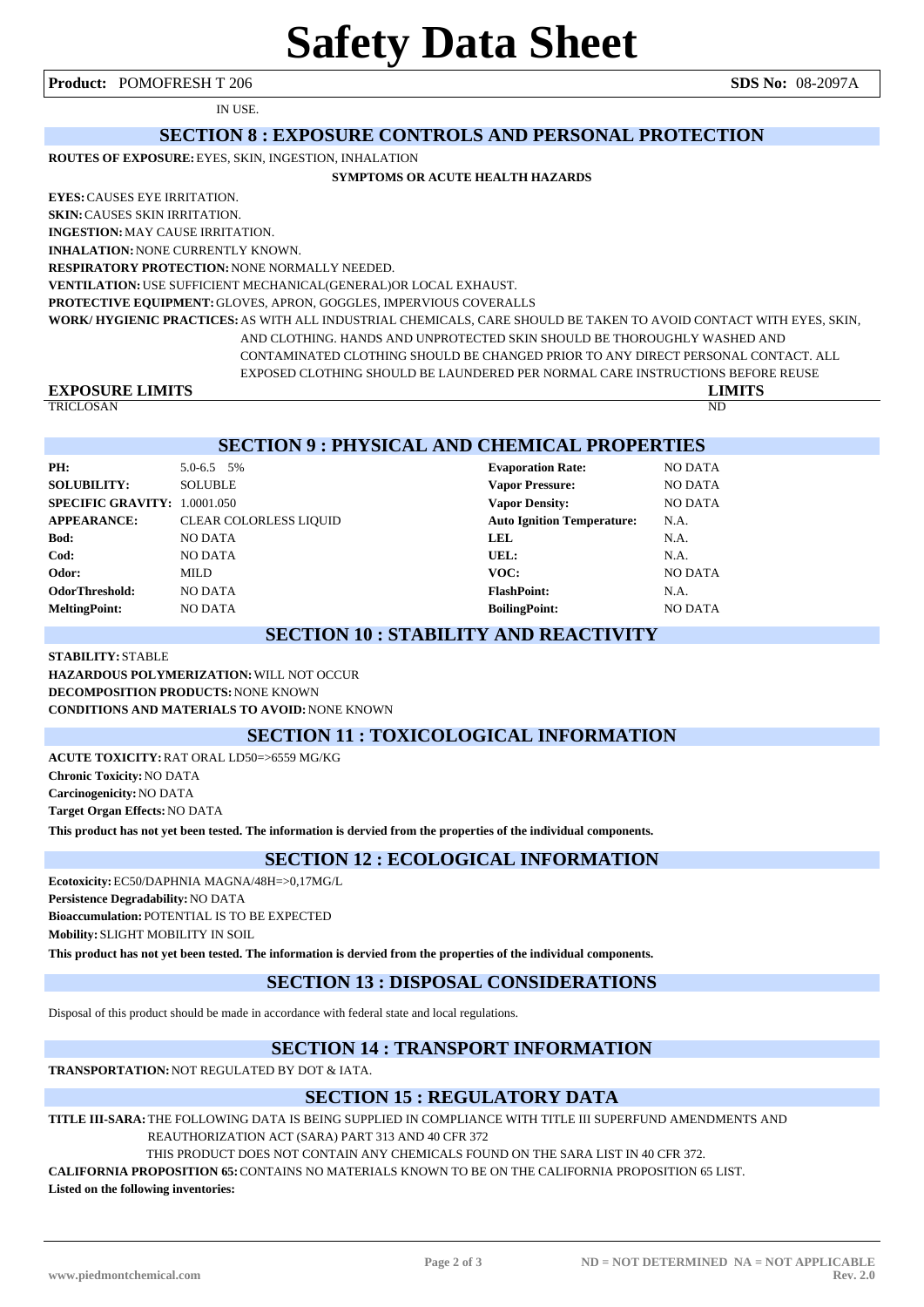IN USE.

## SECTION 8 : EXPOSURE CONTROLS AND PERSONAL PROTECTION

**ROUTES OF EXPOSURE:** EYES, SKIN, INGESTION, INHALATION

**SYMPTOMS OR ACUTE HEALTH HAZARDS**

**EYES:** CAUSES EYE IRRITATION.

**SKIN:** CAUSES SKIN IRRITATION.

**INGESTION:** MAY CAUSE IRRITATION.

**INHALATION:** NONE CURRENTLY KNOWN.

**RESPIRATORY PROTECTION:** NONE NORMALLY NEEDED.

**VENTILATION:** USE SUFFICIENT MECHANICAL(GENERAL)OR LOCAL EXHAUST.

**PROTECTIVE EQUIPMENT:** GLOVES, APRON, GOGGLES, IMPERVIOUS COVERALLS

**WORK/ HYGIENIC PRACTICES:** AS WITH ALL INDUSTRIAL CHEMICALS, CARE SHOULD BE TAKEN TO AVOID CONTACT WITH EYES, SKIN, AND CLOTHING. HANDS AND UNPROTECTED SKIN SHOULD BE THOROUGHLY WASHED AND CONTAMINATED CLOTHING SHOULD BE CHANGED PRIOR TO ANY DIRECT PERSONAL CONTACT. ALL EXPOSED CLOTHING SHOULD BE LAUNDERED PER NORMAL CARE INSTRUCTIONS BEFORE REUSE

| EXPOSURE LIMITS | LIMITS |
|---|---|
| TRICLOSAN | ND |

## SECTION 9 : PHYSICAL AND CHEMICAL PROPERTIES

| | | | |
|---|---|---|---|
| **PH:** | 5.0-6.5 5% | **Evaporation Rate:** | NO DATA |
| **SOLUBILITY:** | SOLUBLE | **Vapor Pressure:** | NO DATA |
| **SPECIFIC GRAVITY:** | 1.0001.050 | **Vapor Density:** | NO DATA |
| **APPEARANCE:** | CLEAR COLORLESS LIQUID | **Auto Ignition Temperature:** | N.A. |
| **Bod:** | NO DATA | **LEL** | N.A. |
| **Cod:** | NO DATA | **UEL:** | N.A. |
| **Odor:** | MILD | **VOC:** | NO DATA |
| **OdorThreshold:** | NO DATA | **FlashPoint:** | N.A. |
| **MeltingPoint:** | NO DATA | **BoilingPoint:** | NO DATA |

## SECTION 10 : STABILITY AND REACTIVITY

**STABILITY:** STABLE

**HAZARDOUS POLYMERIZATION:** WILL NOT OCCUR

**DECOMPOSITION PRODUCTS:** NONE KNOWN

**CONDITIONS AND MATERIALS TO AVOID:** NONE KNOWN

## SECTION 11 : TOXICOLOGICAL INFORMATION

**ACUTE TOXICITY:** RAT ORAL LD50=>6559 MG/KG

**Chronic Toxicity:** NO DATA

**Carcinogenicity:** NO DATA

**Target Organ Effects:** NO DATA

**This product has not yet been tested. The information is dervied from the properties of the individual components.**

## SECTION 12 : ECOLOGICAL INFORMATION

**Ecotoxicity:** EC50/DAPHNIA MAGNA/48H=>0,17MG/L

**Persistence Degradability:** NO DATA

**Bioaccumulation:** POTENTIAL IS TO BE EXPECTED

**Mobility:** SLIGHT MOBILITY IN SOIL

**This product has not yet been tested. The information is dervied from the properties of the individual components.**

## SECTION 13 : DISPOSAL CONSIDERATIONS

Disposal of this product should be made in accordance with federal state and local regulations.

## SECTION 14 : TRANSPORT INFORMATION

**TRANSPORTATION:** NOT REGULATED BY DOT & IATA.

## SECTION 15 : REGULATORY DATA

**TITLE III-SARA:** THE FOLLOWING DATA IS BEING SUPPLIED IN COMPLIANCE WITH TITLE III SUPERFUND AMENDMENTS AND REAUTHORIZATION ACT (SARA) PART 313 AND 40 CFR 372

THIS PRODUCT DOES NOT CONTAIN ANY CHEMICALS FOUND ON THE SARA LIST IN 40 CFR 372.

**CALIFORNIA PROPOSITION 65:** CONTAINS NO MATERIALS KNOWN TO BE ON THE CALIFORNIA PROPOSITION 65 LIST.

**Listed on the following inventories:**

ND = NOT DETERMINED NA = NOT APPLICABLE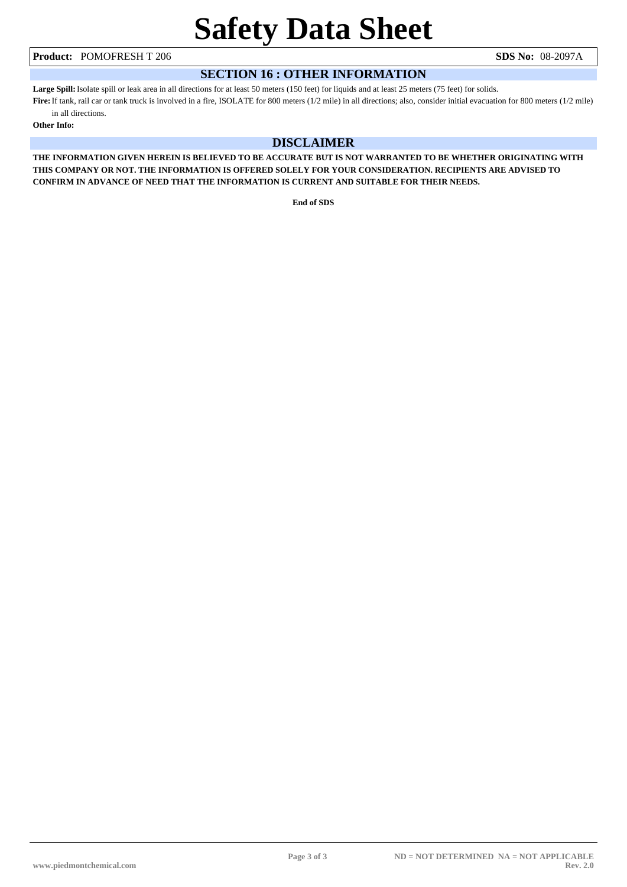# Safety Data Sheet

**Product:** POMOFRESH T 206 **SDS No:** 08-2097A

## SECTION 16 : OTHER INFORMATION

**Large Spill:** Isolate spill or leak area in all directions for at least 50 meters (150 feet) for liquids and at least 25 meters (75 feet) for solids.

**Fire:** If tank, rail car or tank truck is involved in a fire, ISOLATE for 800 meters (1/2 mile) in all directions; also, consider initial evacuation for 800 meters (1/2 mile) in all directions.

**Other Info:**

## DISCLAIMER

**THE INFORMATION GIVEN HEREIN IS BELIEVED TO BE ACCURATE BUT IS NOT WARRANTED TO BE WHETHER ORIGINATING WITH THIS COMPANY OR NOT. THE INFORMATION IS OFFERED SOLELY FOR YOUR CONSIDERATION. RECIPIENTS ARE ADVISED TO CONFIRM IN ADVANCE OF NEED THAT THE INFORMATION IS CURRENT AND SUITABLE FOR THEIR NEEDS.**

**End of SDS**

**ND = NOT DETERMINED NA = NOT APPLICABLE**

**Rev. 2.0**